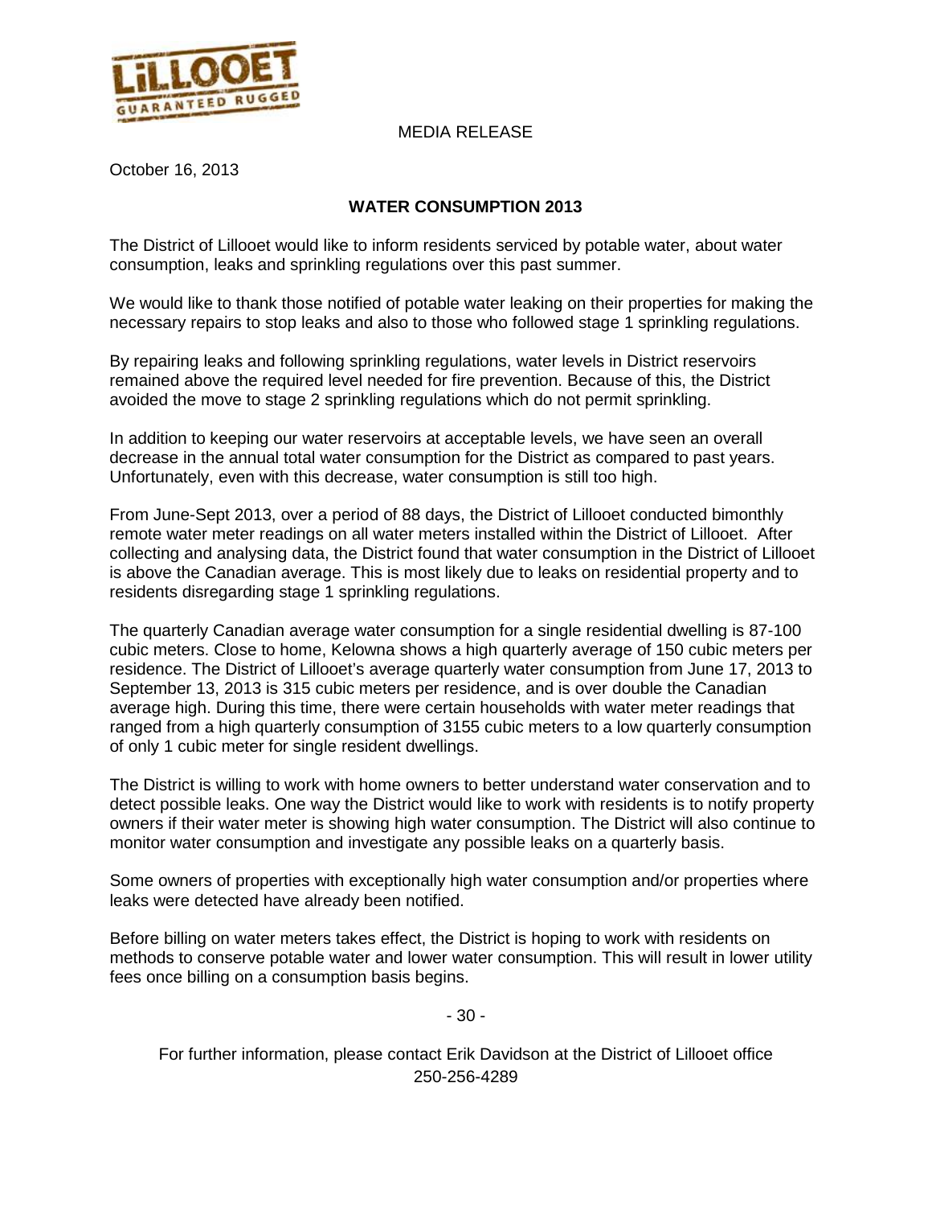MEDIA RELEASE

October 16, 2013

**WATER CONSUMPTION 2013**

The District of Lillooet would like to inform residents serviced by potable water, about water consumption, leaks and sprinkling regulations over this past summer.

We would like to thank those notified of potable water leaking on their properties for making the necessary repairs to stop leaks and also to those who followed stage 1 sprinkling regulations.

By repairing leaks and following sprinkling regulations, water levels in District reservoirs remained above the required level needed for fire prevention. Because of this, the District avoided the move to stage 2 sprinkling regulations which do not permit sprinkling.

In addition to keeping our water reservoirs at acceptable levels, we have seen an overall decrease in the annual total water consumption for the District as compared to past years. Unfortunately, even with this decrease, water consumption is still too high.

From June-Sept 2013, over a period of 88 days, the District of Lillooet conducted bimonthly remote water meter readings on all water meters installed within the District of Lillooet. After collecting and analysing data, the District found that water consumption in the District of Lillooet is above the Canadian average. This is most likely due to leaks on residential property and to residents disregarding stage 1 sprinkling regulations.

The quarterly Canadian average water consumption for a single residential dwelling is 87-100 cubic meters. Close to home, Kelowna shows a high quarterly average of 150 cubic meters per residence. The District of Lillooet's average quarterly water consumption from June 17, 2013 to September 13, 2013 is 315 cubic meters per residence, and is over double the Canadian average high. During this time, there were certain households with water meter readings that ranged from a high quarterly consumption of 3155 cubic meters to a low quarterly consumption of only 1 cubic meter for single resident dwellings.

The District is willing to work with home owners to better understand water conservation and to detect possible leaks. One way the District would like to work with residents is to notify property owners if their water meter is showing high water consumption. The District will also continue to monitor water consumption and investigate any possible leaks on a quarterly basis.

Some owners of properties with exceptionally high water consumption and/or properties where leaks were detected have already been notified.

Before billing on water meters takes effect, the District is hoping to work with residents on methods to conserve potable water and lower water consumption. This will result in lower utility fees once billing on a consumption basis begins.

- 30 -

For further information, please contact Erik Davidson at the District of Lillooet office 250-256-4289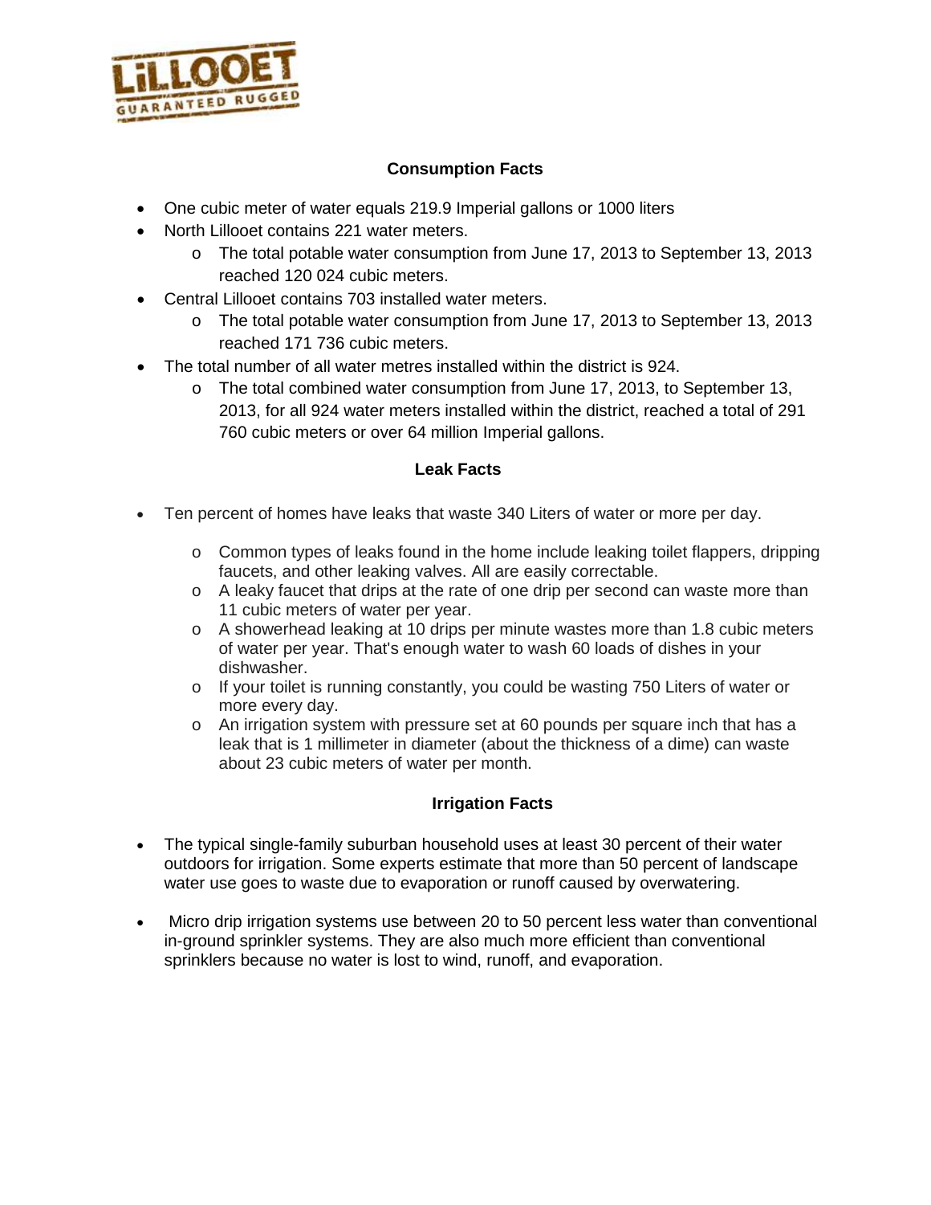## Consumption Facts

- One cubic meter of water equals 219.9 Imperial gallons or 1000 liters
- North Lillooet contains 221 water meters.
  - The total potable water consumption from June 17, 2013 to September 13, 2013 reached 120 024 cubic meters.
- Central Lillooet contains 703 installed water meters.
  - The total potable water consumption from June 17, 2013 to September 13, 2013 reached 171 736 cubic meters.
- The total number of all water metres installed within the district is 924.
  - The total combined water consumption from June 17, 2013, to September 13, 2013, for all 924 water meters installed within the district, reached a total of 291 760 cubic meters or over 64 million Imperial gallons.

## Leak Facts

- Ten percent of homes have leaks that waste 340 Liters of water or more per day.
  - Common types of leaks found in the home include leaking toilet flappers, dripping faucets, and other leaking valves. All are easily correctable.
  - A leaky faucet that drips at the rate of one drip per second can waste more than 11 cubic meters of water per year.
  - A showerhead leaking at 10 drips per minute wastes more than 1.8 cubic meters of water per year. That's enough water to wash 60 loads of dishes in your dishwasher.
  - If your toilet is running constantly, you could be wasting 750 Liters of water or more every day.
  - An irrigation system with pressure set at 60 pounds per square inch that has a leak that is 1 millimeter in diameter (about the thickness of a dime) can waste about 23 cubic meters of water per month.

## Irrigation Facts

- The typical single-family suburban household uses at least 30 percent of their water outdoors for irrigation. Some experts estimate that more than 50 percent of landscape water use goes to waste due to evaporation or runoff caused by overwatering.

- Micro drip irrigation systems use between 20 to 50 percent less water than conventional in-ground sprinkler systems. They are also much more efficient than conventional sprinklers because no water is lost to wind, runoff, and evaporation.